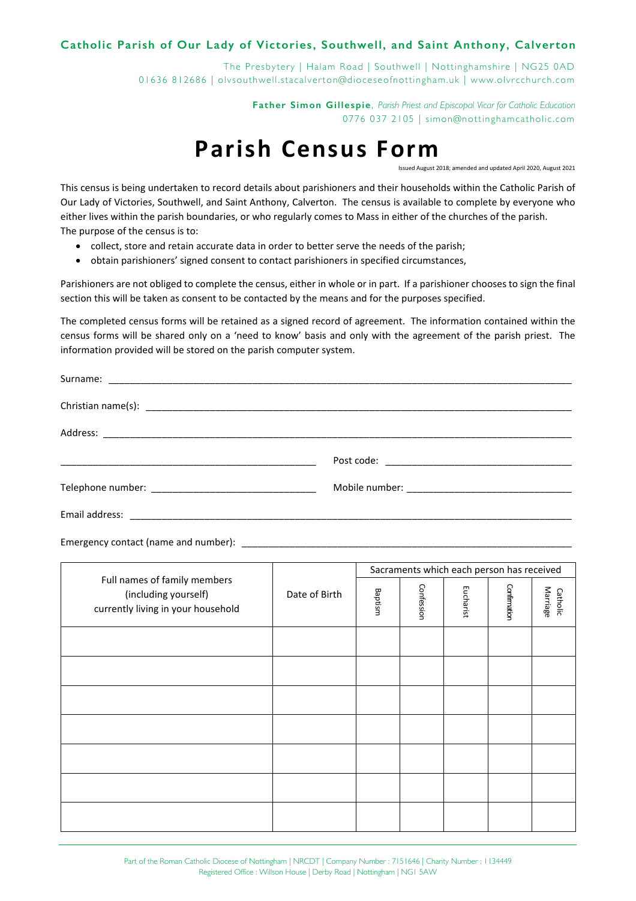**Catholic Parish of Our Lady of Victories, Southwell, and Saint Anthony, Calverton**

The Presbytery | Halam Road | Southwell | Nottinghamshire | NG25 0AD
01636 812686 | olvsouthwell.stacalverton@dioceseofnottingham.uk | www.olvrcchurch.com

**Father Simon Gillespie**, *Parish Priest and Episcopal Vicar for Catholic Education*
0776 037 2105 | simon@nottinghamcatholic.com

# Parish Census Form

Issued August 2018; amended and updated April 2020, August 2021

This census is being undertaken to record details about parishioners and their households within the Catholic Parish of Our Lady of Victories, Southwell, and Saint Anthony, Calverton. The census is available to complete by everyone who either lives within the parish boundaries, or who regularly comes to Mass in either of the churches of the parish.
The purpose of the census is to:

- collect, store and retain accurate data in order to better serve the needs of the parish;
- obtain parishioners' signed consent to contact parishioners in specified circumstances,

Parishioners are not obliged to complete the census, either in whole or in part. If a parishioner chooses to sign the final section this will be taken as consent to be contacted by the means and for the purposes specified.

The completed census forms will be retained as a signed record of agreement. The information contained within the census forms will be shared only on a 'need to know' basis and only with the agreement of the parish priest. The information provided will be stored on the parish computer system.

Surname: ______________________________________________

Christian name(s): ______________________________________________

Address: ______________________________________________

______________________________ Post code: ______________________

Telephone number: ______________________ Mobile number: ______________________

Email address: ______________________________________________

Emergency contact (name and number): ______________________________________________

| Full names of family members (including yourself) currently living in your household | Date of Birth | Sacraments which each person has received | | | | |
|---|---|---|---|---|---|---|
| | | Baptism | Confession | Eucharist | Confirmation | Catholic Marriage |
| | | | | | | |
| | | | | | | |
| | | | | | | |
| | | | | | | |
| | | | | | | |
| | | | | | | |
| | | | | | | |

Part of the Roman Catholic Diocese of Nottingham | NRCDT | Company Number : 7151646 | Charity Number : 1134449
Registered Office : Willson House | Derby Road | Nottingham | NG1 5AW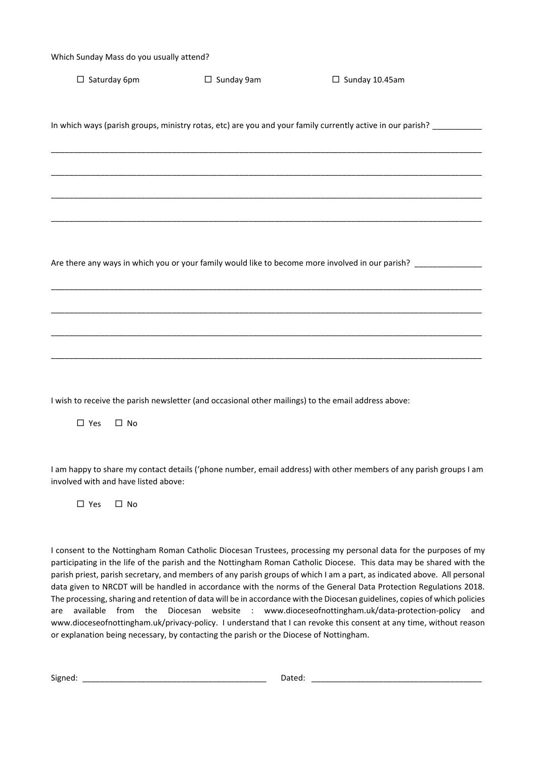Which Sunday Mass do you usually attend?

☐ Saturday 6pm ☐ Sunday 9am ☐ Sunday 10.45am

In which ways (parish groups, ministry rotas, etc) are you and your family currently active in our parish? ___________

______________________________________________________________________________________________

______________________________________________________________________________________________

______________________________________________________________________________________________

______________________________________________________________________________________________

Are there any ways in which you or your family would like to become more involved in our parish? ______________

______________________________________________________________________________________________

______________________________________________________________________________________________

______________________________________________________________________________________________

______________________________________________________________________________________________

I wish to receive the parish newsletter (and occasional other mailings) to the email address above:

☐ Yes ☐ No

I am happy to share my contact details ('phone number, email address) with other members of any parish groups I am involved with and have listed above:

☐ Yes ☐ No

I consent to the Nottingham Roman Catholic Diocesan Trustees, processing my personal data for the purposes of my participating in the life of the parish and the Nottingham Roman Catholic Diocese. This data may be shared with the parish priest, parish secretary, and members of any parish groups of which I am a part, as indicated above. All personal data given to NRCDT will be handled in accordance with the norms of the General Data Protection Regulations 2018. The processing, sharing and retention of data will be in accordance with the Diocesan guidelines, copies of which policies are available from the Diocesan website : www.dioceseofnottingham.uk/data-protection-policy and www.dioceseofnottingham.uk/privacy-policy. I understand that I can revoke this consent at any time, without reason or explanation being necessary, by contacting the parish or the Diocese of Nottingham.

Signed: ________________________________________ Dated: ______________________________________